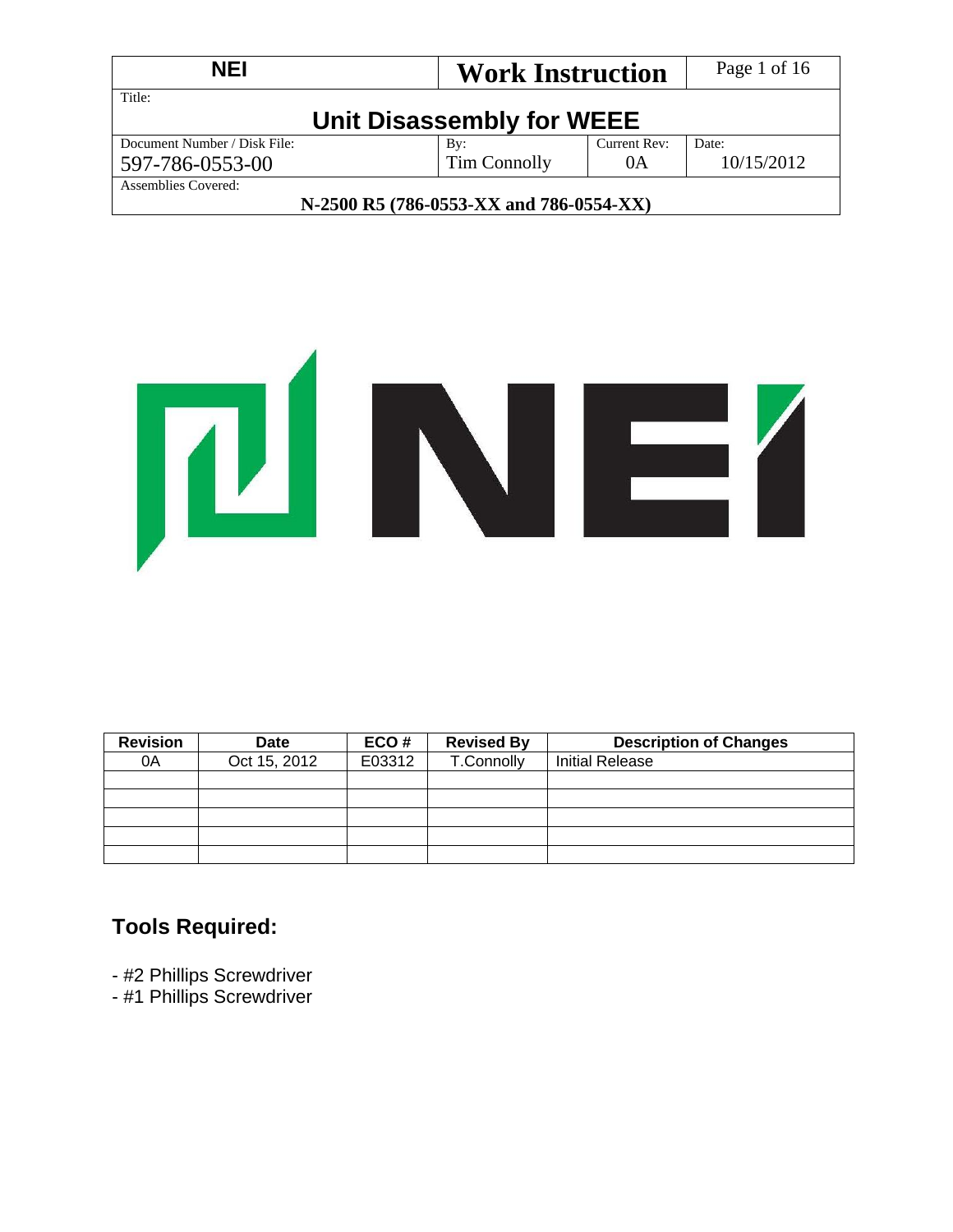| NEI | Work Instruction | |
|---|---|---|
| Title: **Unit Disassembly for WEEE** | | |
| Document Number / Disk File: 597-786-0553-00 | By: Tim Connolly | Current Rev: 0A | Date: 10/15/2012 |
| Assemblies Covered: **N-2500 R5 (786-0553-XX and 786-0554-XX)** | | |

| Revision | Date | ECO # | Revised By | Description of Changes |
|---|---|---|---|---|
| 0A | Oct 15, 2012 | E03312 | T.Connolly | Initial Release |
| | | | | |
| | | | | |
| | | | | |
| | | | | |
| | | | | |

## Tools Required:

- #2 Phillips Screwdriver
- #1 Phillips Screwdriver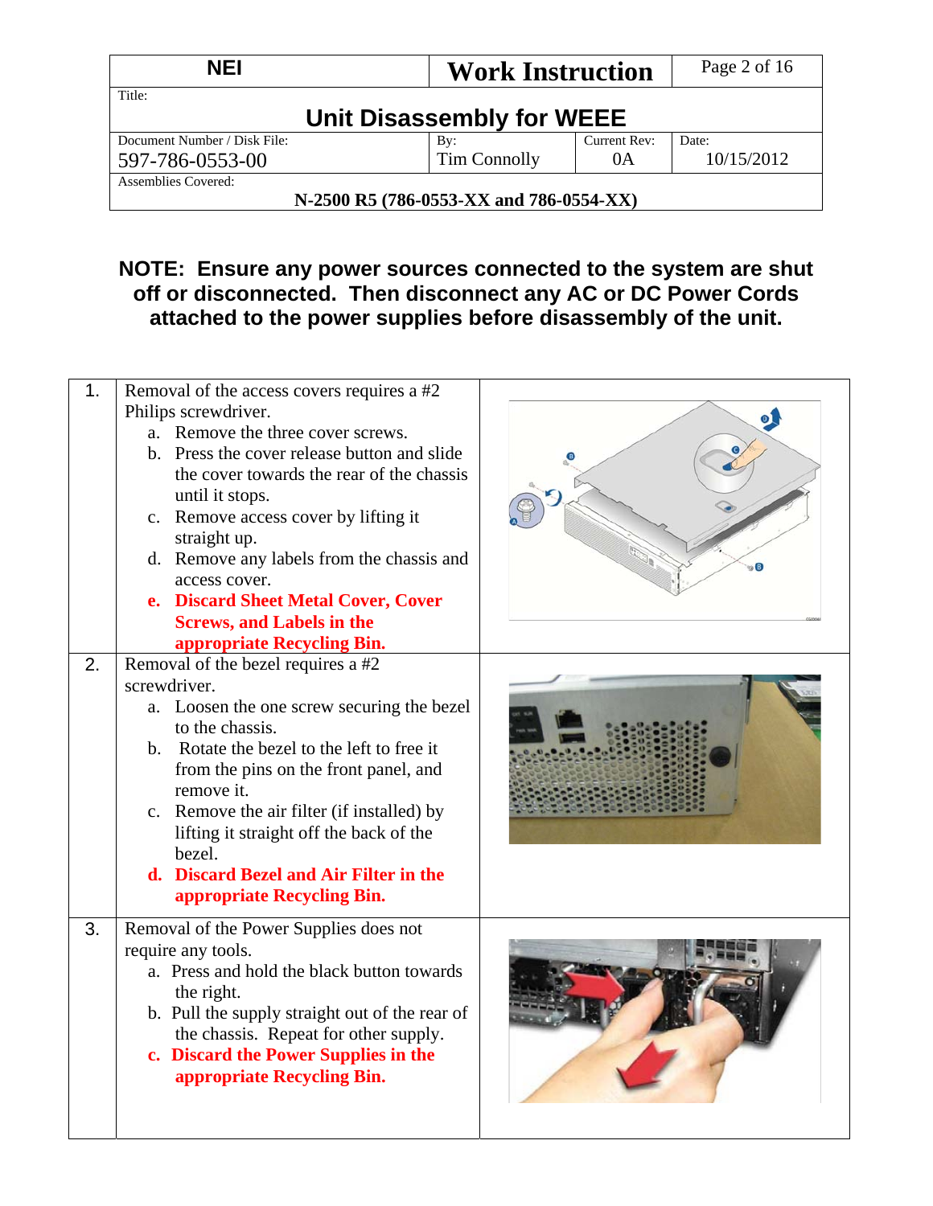| NEI | Work Instruction | Page 2 of 16 |
|---|---|---|
| Title: **Unit Disassembly for WEEE** | | |
| Document Number / Disk File: 597-786-0553-00 | By: Tim Connolly | Current Rev: 0A | Date: 10/15/2012 |
| Assemblies Covered: **N-2500 R5 (786-0553-XX and 786-0554-XX)** | | |

**NOTE: Ensure any power sources connected to the system are shut off or disconnected. Then disconnect any AC or DC Power Cords attached to the power supplies before disassembly of the unit.**

| | | |
|---|---|---|
| 1. | Removal of the access covers requires a #2 Philips screwdriver.<br>a. Remove the three cover screws.<br>b. Press the cover release button and slide the cover towards the rear of the chassis until it stops.<br>c. Remove access cover by lifting it straight up.<br>d. Remove any labels from the chassis and access cover.<br>**e. Discard Sheet Metal Cover, Cover Screws, and Labels in the appropriate Recycling Bin.** | |
| 2. | Removal of the bezel requires a #2 screwdriver.<br>a. Loosen the one screw securing the bezel to the chassis.<br>b. Rotate the bezel to the left to free it from the pins on the front panel, and remove it.<br>c. Remove the air filter (if installed) by lifting it straight off the back of the bezel.<br>**d. Discard Bezel and Air Filter in the appropriate Recycling Bin.** | |
| 3. | Removal of the Power Supplies does not require any tools.<br>a. Press and hold the black button towards the right.<br>b. Pull the supply straight out of the rear of the chassis. Repeat for other supply.<br>**c. Discard the Power Supplies in the appropriate Recycling Bin.** | |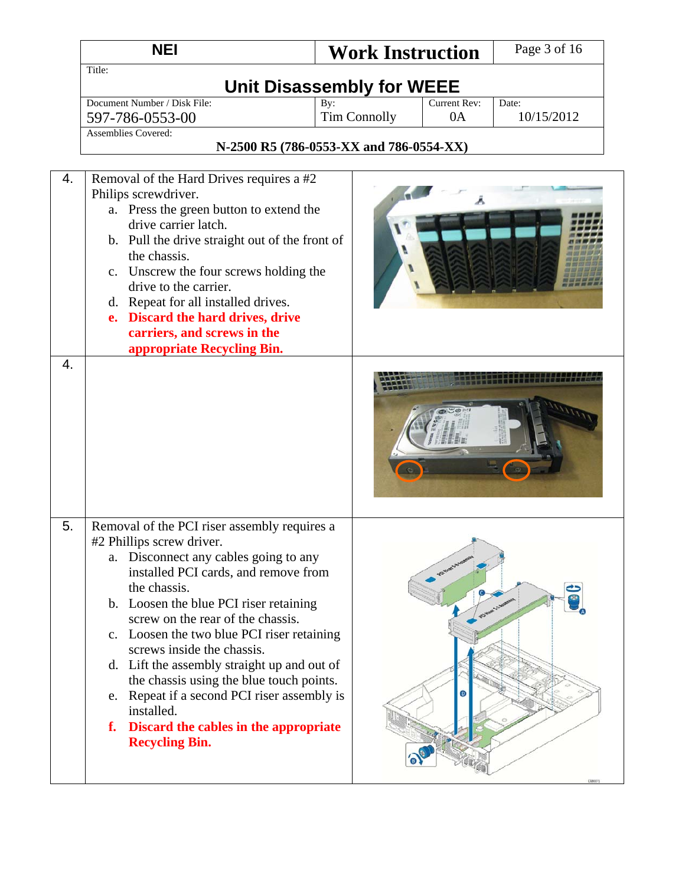| NEI | Work Instruction | |
|---|---|---|
| Title: **Unit Disassembly for WEEE** | | |
| Document Number / Disk File: 597-786-0553-00 | By: Tim Connolly | Current Rev: 0A | Date: 10/15/2012 |
| Assemblies Covered: **N-2500 R5 (786-0553-XX and 786-0554-XX)** | | | |

| | | |
|---|---|---|
| 4. | Removal of the Hard Drives requires a #2 Philips screwdriver.<br>a. Press the green button to extend the drive carrier latch.<br>b. Pull the drive straight out of the front of the chassis.<br>c. Unscrew the four screws holding the drive to the carrier.<br>d. Repeat for all installed drives.<br>**e. Discard the hard drives, drive carriers, and screws in the appropriate Recycling Bin.** | |
| 4. | | |
| 5. | Removal of the PCI riser assembly requires a #2 Phillips screw driver.<br>a. Disconnect any cables going to any installed PCI cards, and remove from the chassis.<br>b. Loosen the blue PCI riser retaining screw on the rear of the chassis.<br>c. Loosen the two blue PCI riser retaining screws inside the chassis.<br>d. Lift the assembly straight up and out of the chassis using the blue touch points.<br>e. Repeat if a second PCI riser assembly is installed.<br>**f. Discard the cables in the appropriate Recycling Bin.** | |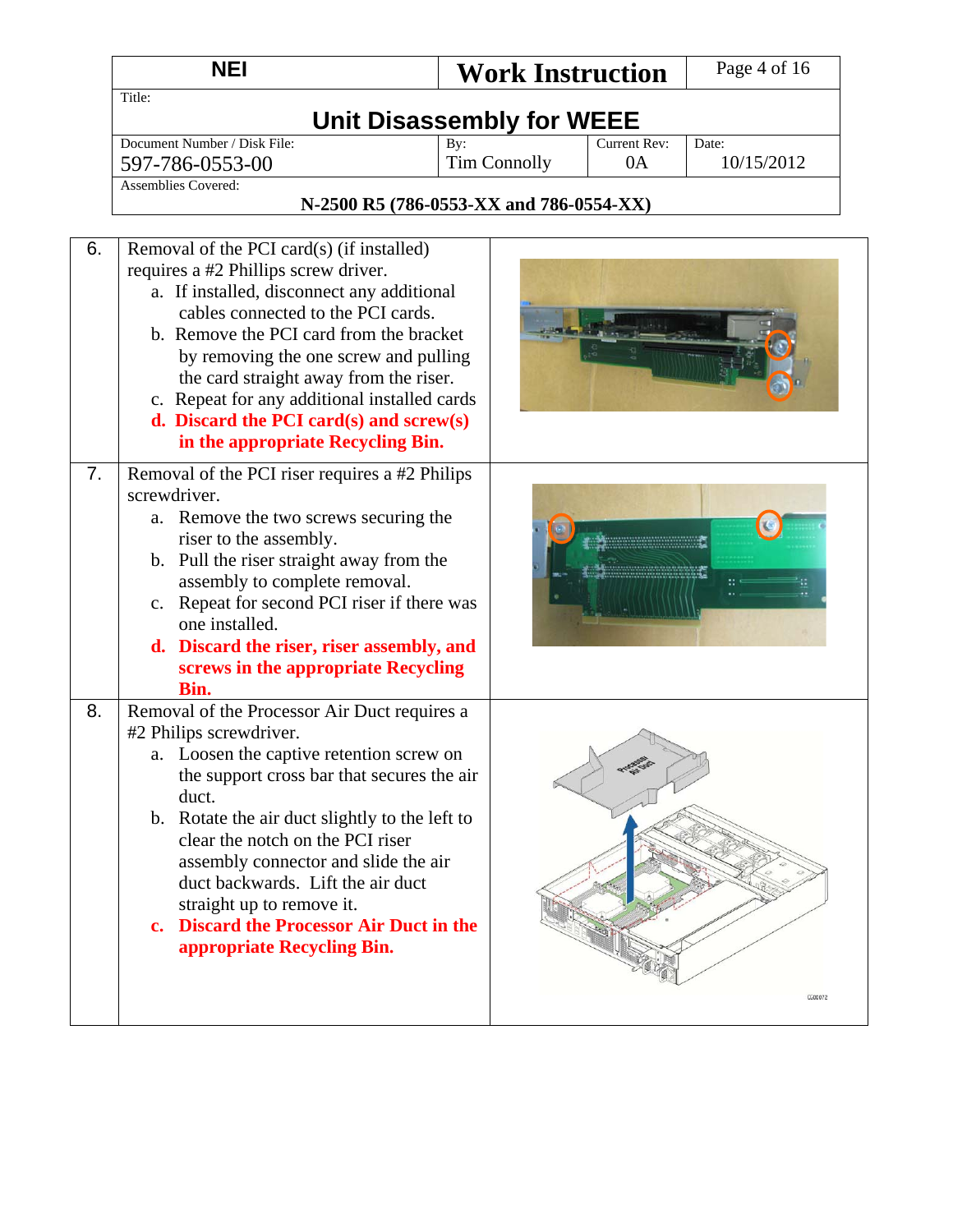| NEI | Work Instruction | |
|---|---|---|
| Title: **Unit Disassembly for WEEE** | | |
| Document Number / Disk File: 597-786-0553-00 | By: Tim Connolly | Current Rev: 0A | Date: 10/15/2012 |
| Assemblies Covered: **N-2500 R5 (786-0553-XX and 786-0554-XX)** | | |

| | | |
|---|---|---|
| 6. | Removal of the PCI card(s) (if installed) requires a #2 Phillips screw driver.<br>a. If installed, disconnect any additional cables connected to the PCI cards.<br>b. Remove the PCI card from the bracket by removing the one screw and pulling the card straight away from the riser.<br>c. Repeat for any additional installed cards<br>**d. Discard the PCI card(s) and screw(s) in the appropriate Recycling Bin.** | |
| 7. | Removal of the PCI riser requires a #2 Philips screwdriver.<br>a. Remove the two screws securing the riser to the assembly.<br>b. Pull the riser straight away from the assembly to complete removal.<br>c. Repeat for second PCI riser if there was one installed.<br>**d. Discard the riser, riser assembly, and screws in the appropriate Recycling Bin.** | |
| 8. | Removal of the Processor Air Duct requires a #2 Philips screwdriver.<br>a. Loosen the captive retention screw on the support cross bar that secures the air duct.<br>b. Rotate the air duct slightly to the left to clear the notch on the PCI riser assembly connector and slide the air duct backwards. Lift the air duct straight up to remove it.<br>**c. Discard the Processor Air Duct in the appropriate Recycling Bin.** | |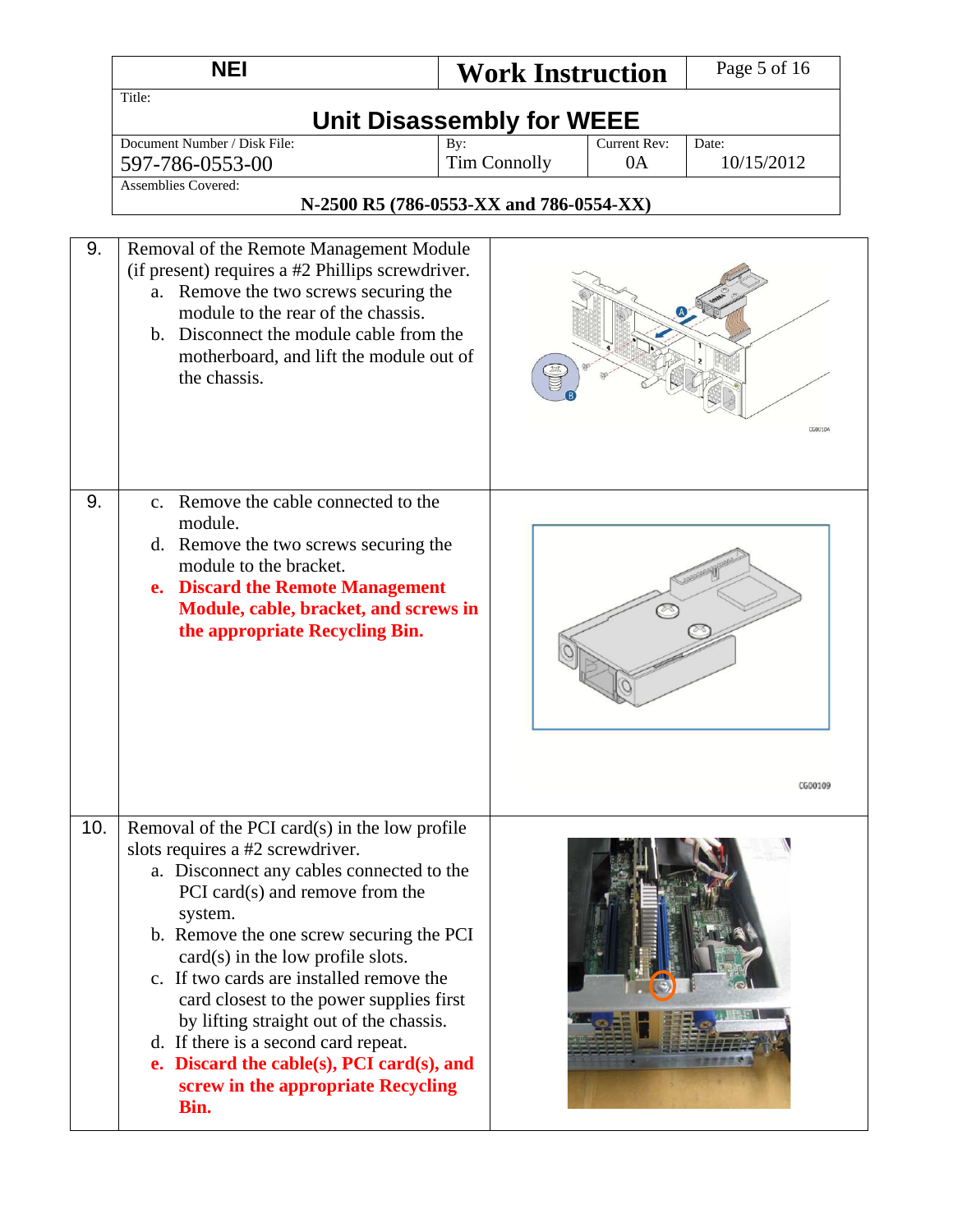| NEI | Work Instruction | |
|---|---|---|
| Title: **Unit Disassembly for WEEE** | | |
| Document Number / Disk File: 597-786-0553-00 | By: Tim Connolly | Current Rev: 0A | Date: 10/15/2012 |
| Assemblies Covered: **N-2500 R5 (786-0553-XX and 786-0554-XX)** | | |

| | | |
|---|---|---|
| 9. | Removal of the Remote Management Module (if present) requires a #2 Phillips screwdriver.<br>a. Remove the two screws securing the module to the rear of the chassis.<br>b. Disconnect the module cable from the motherboard, and lift the module out of the chassis. | |
| 9. | c. Remove the cable connected to the module.<br>d. Remove the two screws securing the module to the bracket.<br>**e. Discard the Remote Management Module, cable, bracket, and screws in the appropriate Recycling Bin.** | |
| 10. | Removal of the PCI card(s) in the low profile slots requires a #2 screwdriver.<br>a. Disconnect any cables connected to the PCI card(s) and remove from the system.<br>b. Remove the one screw securing the PCI card(s) in the low profile slots.<br>c. If two cards are installed remove the card closest to the power supplies first by lifting straight out of the chassis.<br>d. If there is a second card repeat.<br>**e. Discard the cable(s), PCI card(s), and screw in the appropriate Recycling Bin.** | |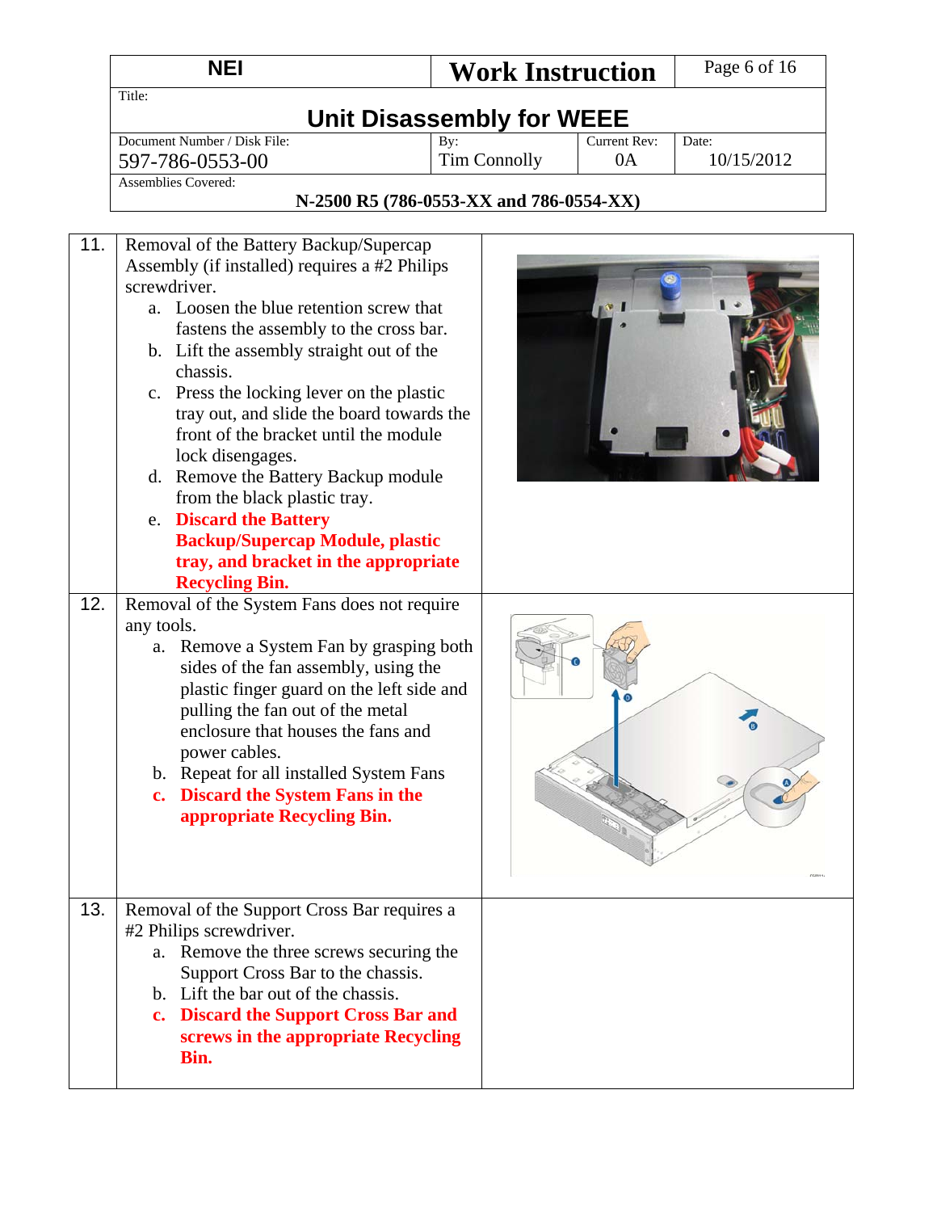| | | |
|---|---|---|
| 11. | Removal of the Battery Backup/Supercap Assembly (if installed) requires a #2 Philips screwdriver.<br>a. Loosen the blue retention screw that fastens the assembly to the cross bar.<br>b. Lift the assembly straight out of the chassis.<br>c. Press the locking lever on the plastic tray out, and slide the board towards the front of the bracket until the module lock disengages.<br>d. Remove the Battery Backup module from the black plastic tray.<br>e. **Discard the Battery Backup/Supercap Module, plastic tray, and bracket in the appropriate Recycling Bin.** | |
| 12. | Removal of the System Fans does not require any tools.<br>a. Remove a System Fan by grasping both sides of the fan assembly, using the plastic finger guard on the left side and pulling the fan out of the metal enclosure that houses the fans and power cables.<br>b. Repeat for all installed System Fans<br>**c. Discard the System Fans in the appropriate Recycling Bin.** | |
| 13. | Removal of the Support Cross Bar requires a #2 Philips screwdriver.<br>a. Remove the three screws securing the Support Cross Bar to the chassis.<br>b. Lift the bar out of the chassis.<br>**c. Discard the Support Cross Bar and screws in the appropriate Recycling Bin.** | |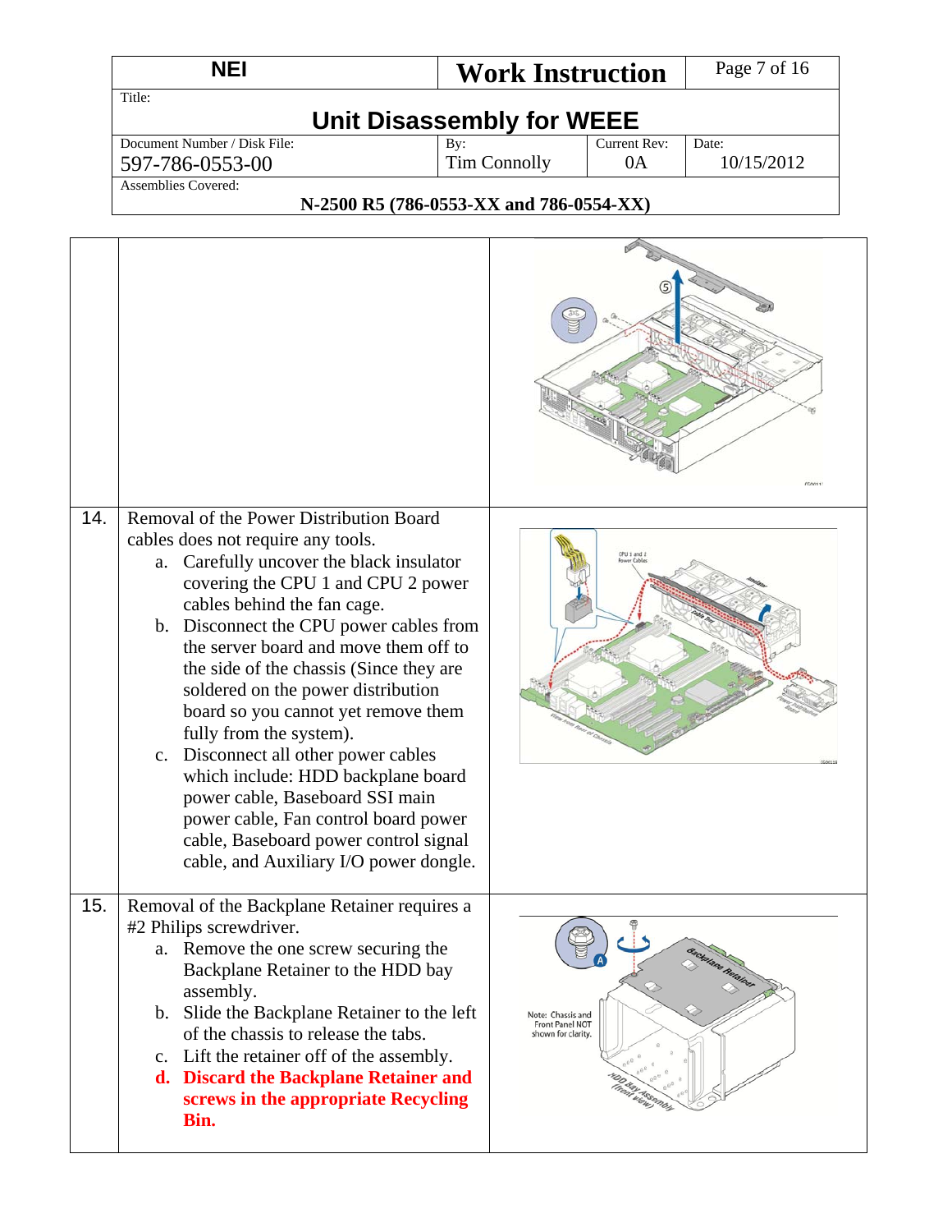| | | |
|---|---|---|
| | | |
| 14. | Removal of the Power Distribution Board cables does not require any tools.<br>a. Carefully uncover the black insulator covering the CPU 1 and CPU 2 power cables behind the fan cage.<br>b. Disconnect the CPU power cables from the server board and move them off to the side of the chassis (Since they are soldered on the power distribution board so you cannot yet remove them fully from the system).<br>c. Disconnect all other power cables which include: HDD backplane board power cable, Baseboard SSI main power cable, Fan control board power cable, Baseboard power control signal cable, and Auxiliary I/O power dongle. | |
| 15. | Removal of the Backplane Retainer requires a #2 Philips screwdriver.<br>a. Remove the one screw securing the Backplane Retainer to the HDD bay assembly.<br>b. Slide the Backplane Retainer to the left of the chassis to release the tabs.<br>c. Lift the retainer off of the assembly.<br>**d. Discard the Backplane Retainer and screws in the appropriate Recycling Bin.** | |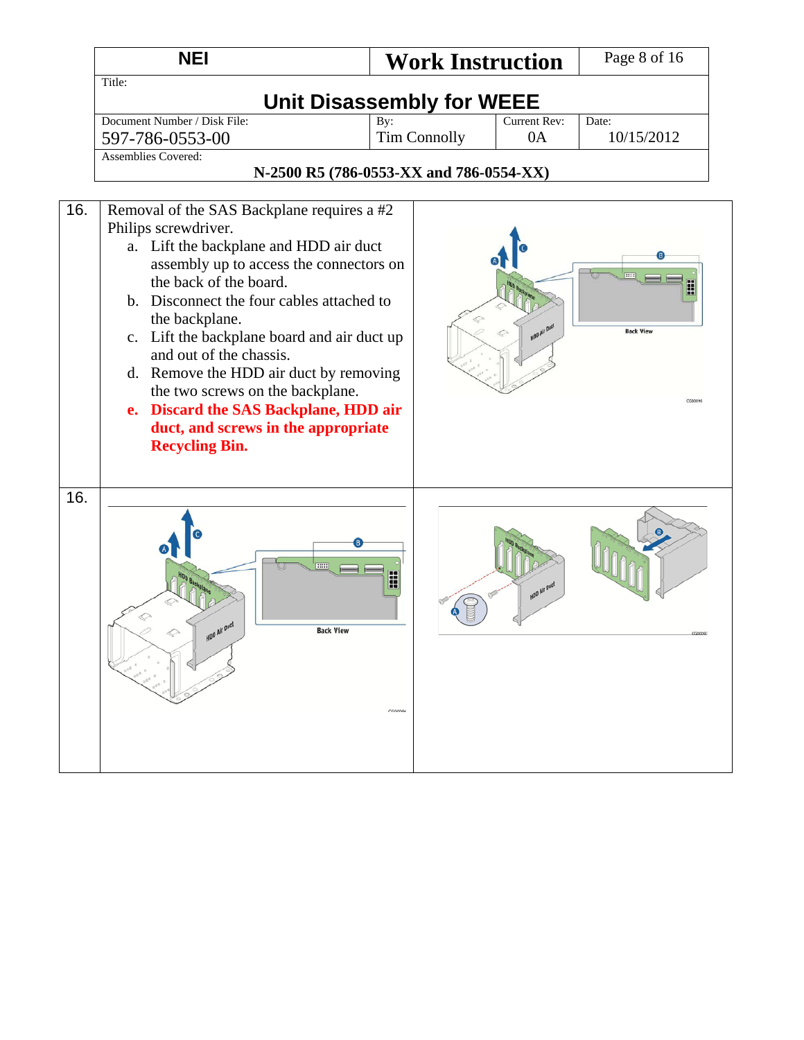| | | |
|---|---|---|
| 16. | Removal of the SAS Backplane requires a #2 Philips screwdriver.<br>a. Lift the backplane and HDD air duct assembly up to access the connectors on the back of the board.<br>b. Disconnect the four cables attached to the backplane.<br>c. Lift the backplane board and air duct up and out of the chassis.<br>d. Remove the HDD air duct by removing the two screws on the backplane.<br>**e. Discard the SAS Backplane, HDD air duct, and screws in the appropriate Recycling Bin.** | |
| 16. | | |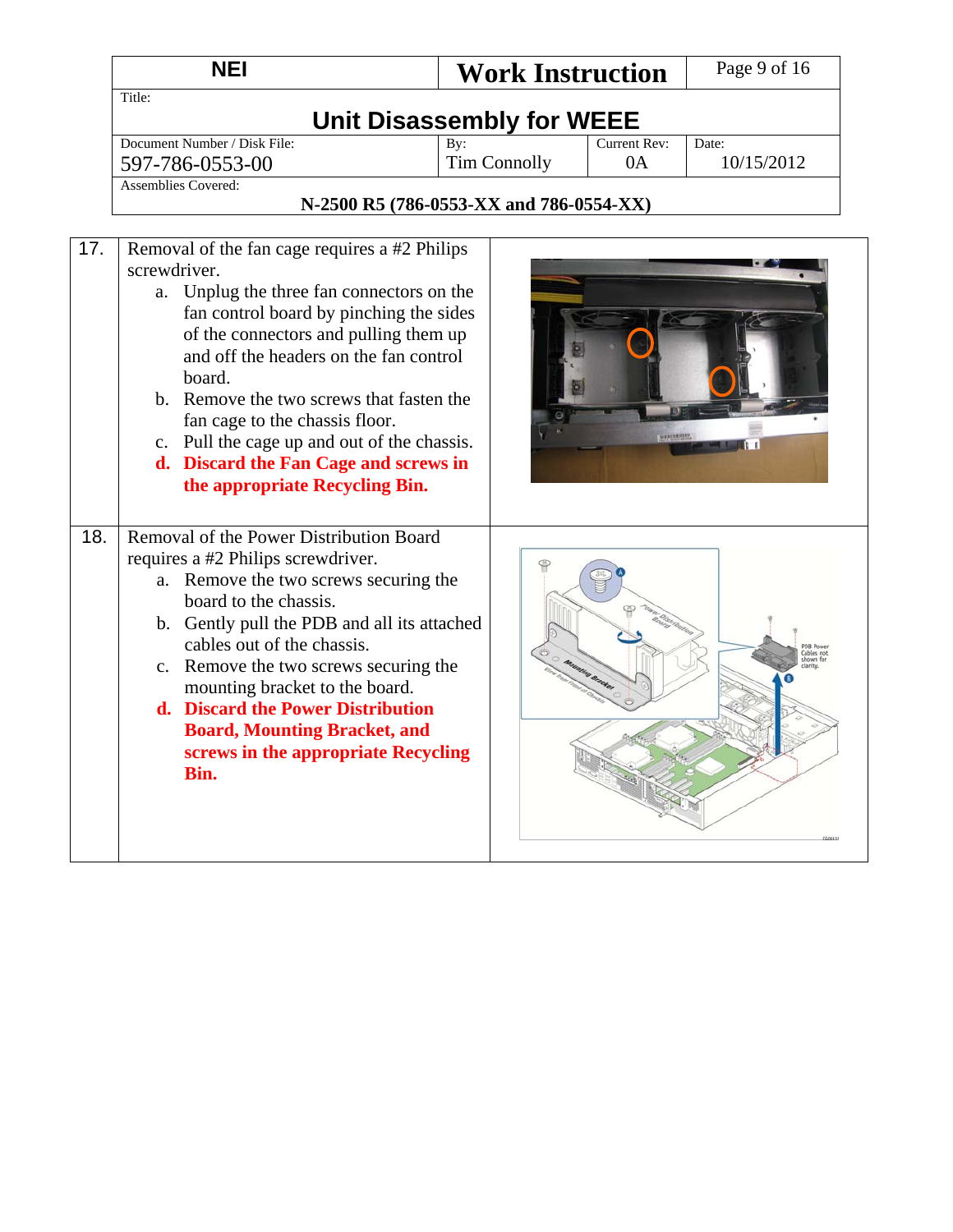| NEI | Work Instruction | Page 9 of 16 |
|---|---|---|
| Title: **Unit Disassembly for WEEE** | | |
| Document Number / Disk File: 597-786-0553-00 | By: Tim Connolly | Current Rev: 0A | Date: 10/15/2012 |
| Assemblies Covered: **N-2500 R5 (786-0553-XX and 786-0554-XX)** | | |

| Step | Instruction | |
|---|---|---|
| 17. | Removal of the fan cage requires a #2 Philips screwdriver.<br>a. Unplug the three fan connectors on the fan control board by pinching the sides of the connectors and pulling them up and off the headers on the fan control board.<br>b. Remove the two screws that fasten the fan cage to the chassis floor.<br>c. Pull the cage up and out of the chassis.<br>**d. Discard the Fan Cage and screws in the appropriate Recycling Bin.** | |
| 18. | Removal of the Power Distribution Board requires a #2 Philips screwdriver.<br>a. Remove the two screws securing the board to the chassis.<br>b. Gently pull the PDB and all its attached cables out of the chassis.<br>c. Remove the two screws securing the mounting bracket to the board.<br>**d. Discard the Power Distribution Board, Mounting Bracket, and screws in the appropriate Recycling Bin.** | |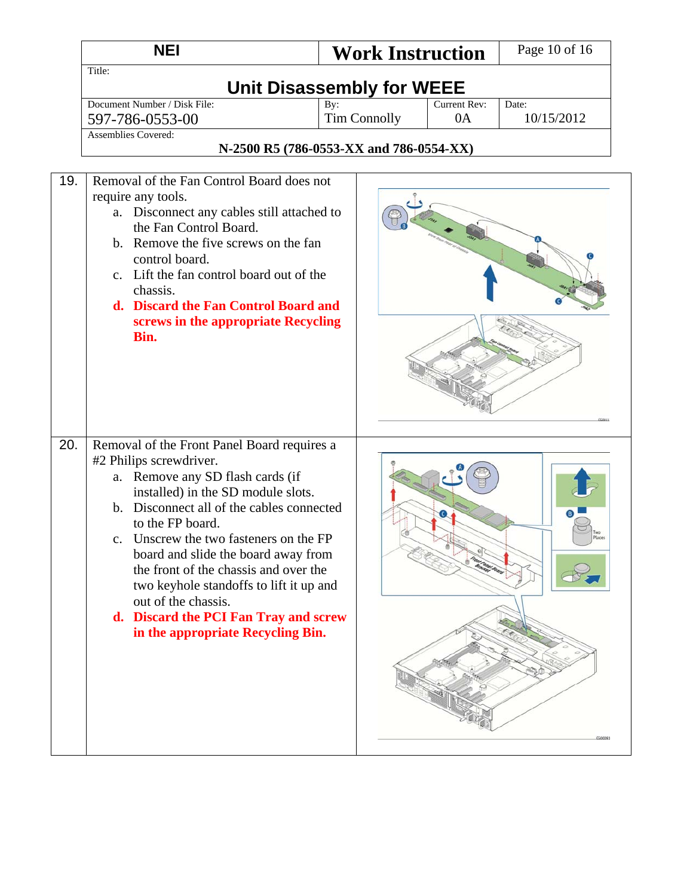| NEI | Work Instruction | |
|---|---|---|
| Title: **Unit Disassembly for WEEE** | | |
| Document Number / Disk File: 597-786-0553-00 | By: Tim Connolly | Current Rev: 0A | Date: 10/15/2012 |
| Assemblies Covered: **N-2500 R5 (786-0553-XX and 786-0554-XX)** | | |

| Step | Instruction |
|---|---|
| 19. | Removal of the Fan Control Board does not require any tools.<br>a. Disconnect any cables still attached to the Fan Control Board.<br>b. Remove the five screws on the fan control board.<br>c. Lift the fan control board out of the chassis.<br>**d. Discard the Fan Control Board and screws in the appropriate Recycling Bin.** |
| 20. | Removal of the Front Panel Board requires a #2 Philips screwdriver.<br>a. Remove any SD flash cards (if installed) in the SD module slots.<br>b. Disconnect all of the cables connected to the FP board.<br>c. Unscrew the two fasteners on the FP board and slide the board away from the front of the chassis and over the two keyhole standoffs to lift it up and out of the chassis.<br>**d. Discard the PCI Fan Tray and screw in the appropriate Recycling Bin.** |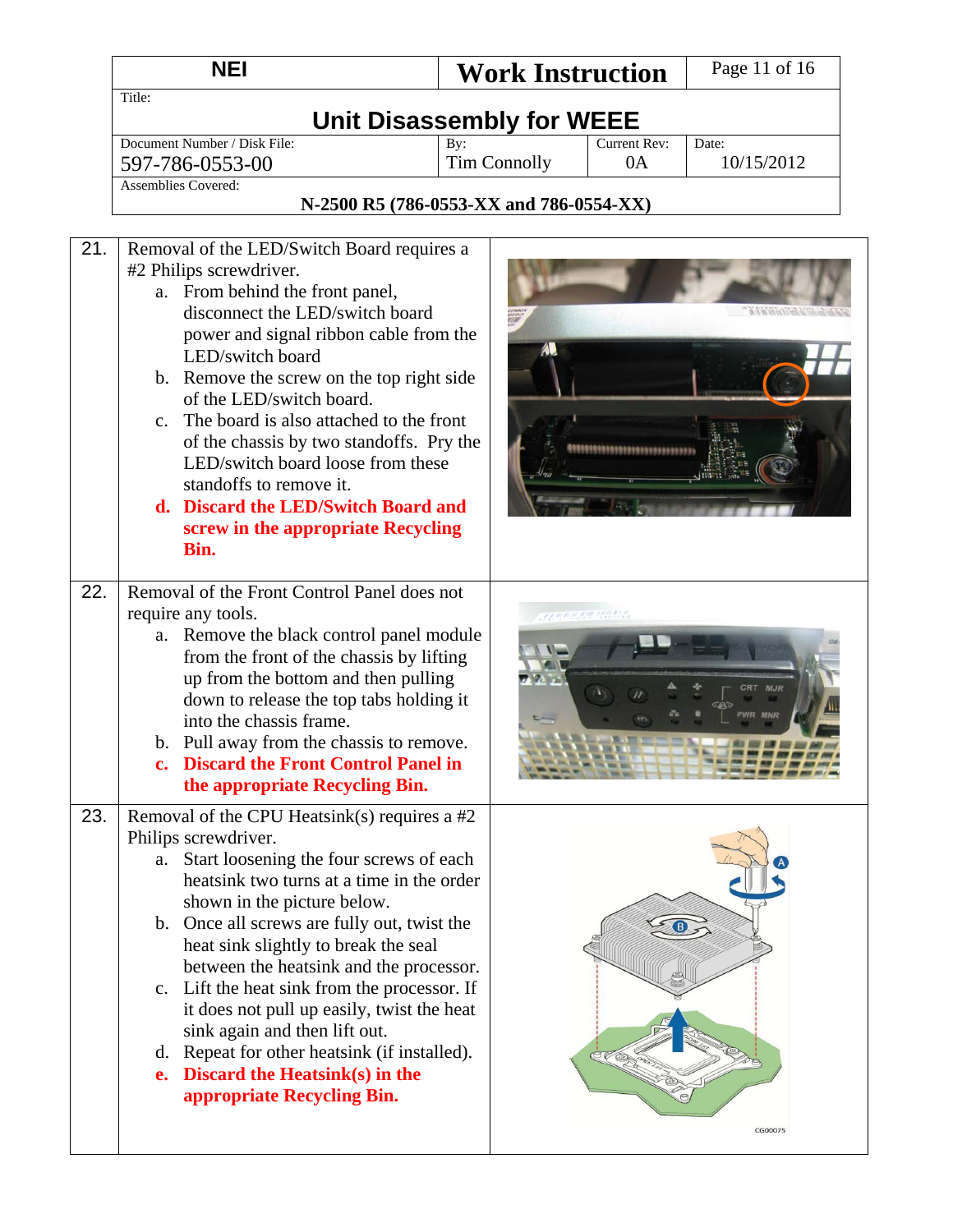| NEI | Work Instruction | | |
|---|---|---|---|
| Title: **Unit Disassembly for WEEE** | | | |
| Document Number / Disk File: 597-786-0553-00 | By: Tim Connolly | Current Rev: 0A | Date: 10/15/2012 |
| Assemblies Covered: **N-2500 R5 (786-0553-XX and 786-0554-XX)** | | | |

| Step | Instruction | Image |
|---|---|---|
| 21. | Removal of the LED/Switch Board requires a #2 Philips screwdriver.<br>a. From behind the front panel, disconnect the LED/switch board power and signal ribbon cable from the LED/switch board<br>b. Remove the screw on the top right side of the LED/switch board.<br>c. The board is also attached to the front of the chassis by two standoffs. Pry the LED/switch board loose from these standoffs to remove it.<br>**d. Discard the LED/Switch Board and screw in the appropriate Recycling Bin.** | |
| 22. | Removal of the Front Control Panel does not require any tools.<br>a. Remove the black control panel module from the front of the chassis by lifting up from the bottom and then pulling down to release the top tabs holding it into the chassis frame.<br>b. Pull away from the chassis to remove.<br>**c. Discard the Front Control Panel in the appropriate Recycling Bin.** | |
| 23. | Removal of the CPU Heatsink(s) requires a #2 Philips screwdriver.<br>a. Start loosening the four screws of each heatsink two turns at a time in the order shown in the picture below.<br>b. Once all screws are fully out, twist the heat sink slightly to break the seal between the heatsink and the processor.<br>c. Lift the heat sink from the processor. If it does not pull up easily, twist the heat sink again and then lift out.<br>d. Repeat for other heatsink (if installed).<br>**e. Discard the Heatsink(s) in the appropriate Recycling Bin.** | |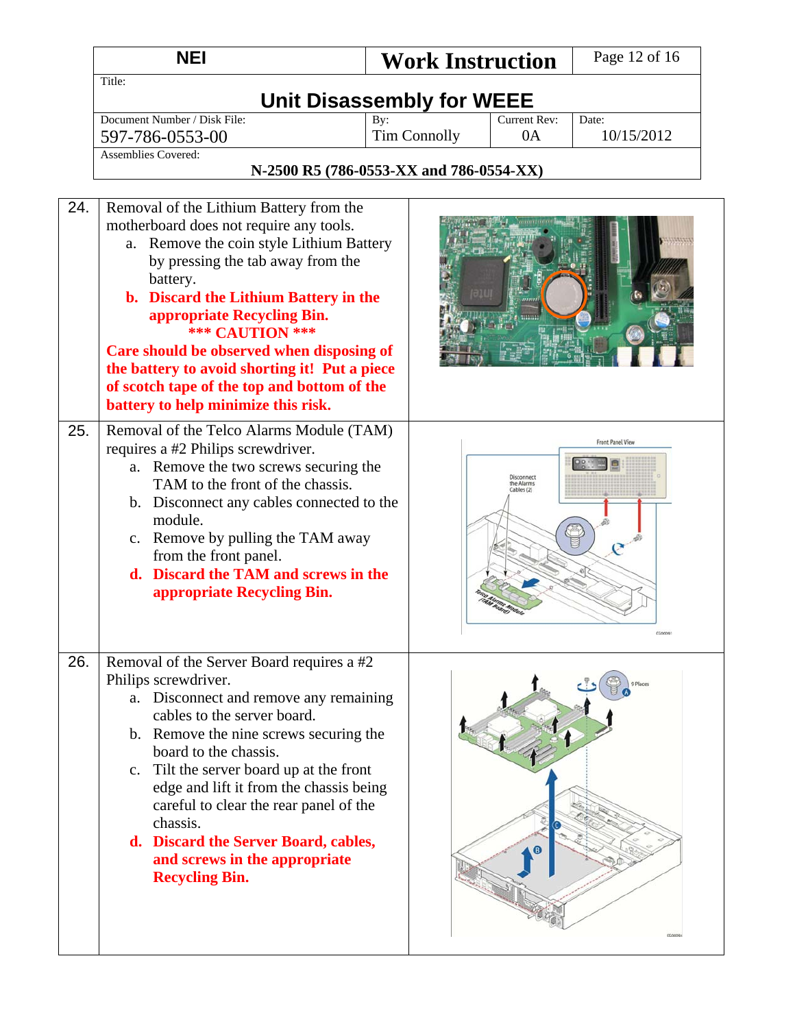| NEI | Work Instruction | Page 12 of 16 |
|---|---|---|
| Title: **Unit Disassembly for WEEE** | | |
| Document Number / Disk File: 597-786-0553-00 | By: Tim Connolly | Current Rev: 0A | Date: 10/15/2012 |
| Assemblies Covered: **N-2500 R5 (786-0553-XX and 786-0554-XX)** | | |

| | | |
|---|---|---|
| 24. | Removal of the Lithium Battery from the motherboard does not require any tools.<br>a. Remove the coin style Lithium Battery by pressing the tab away from the battery.<br>**b. Discard the Lithium Battery in the appropriate Recycling Bin.**<br>**\*\*\* CAUTION \*\*\***<br>**Care should be observed when disposing of the battery to avoid shorting it! Put a piece of scotch tape of the top and bottom of the battery to help minimize this risk.** | |
| 25. | Removal of the Telco Alarms Module (TAM) requires a #2 Philips screwdriver.<br>a. Remove the two screws securing the TAM to the front of the chassis.<br>b. Disconnect any cables connected to the module.<br>c. Remove by pulling the TAM away from the front panel.<br>**d. Discard the TAM and screws in the appropriate Recycling Bin.** | |
| 26. | Removal of the Server Board requires a #2 Philips screwdriver.<br>a. Disconnect and remove any remaining cables to the server board.<br>b. Remove the nine screws securing the board to the chassis.<br>c. Tilt the server board up at the front edge and lift it from the chassis being careful to clear the rear panel of the chassis.<br>**d. Discard the Server Board, cables, and screws in the appropriate Recycling Bin.** | |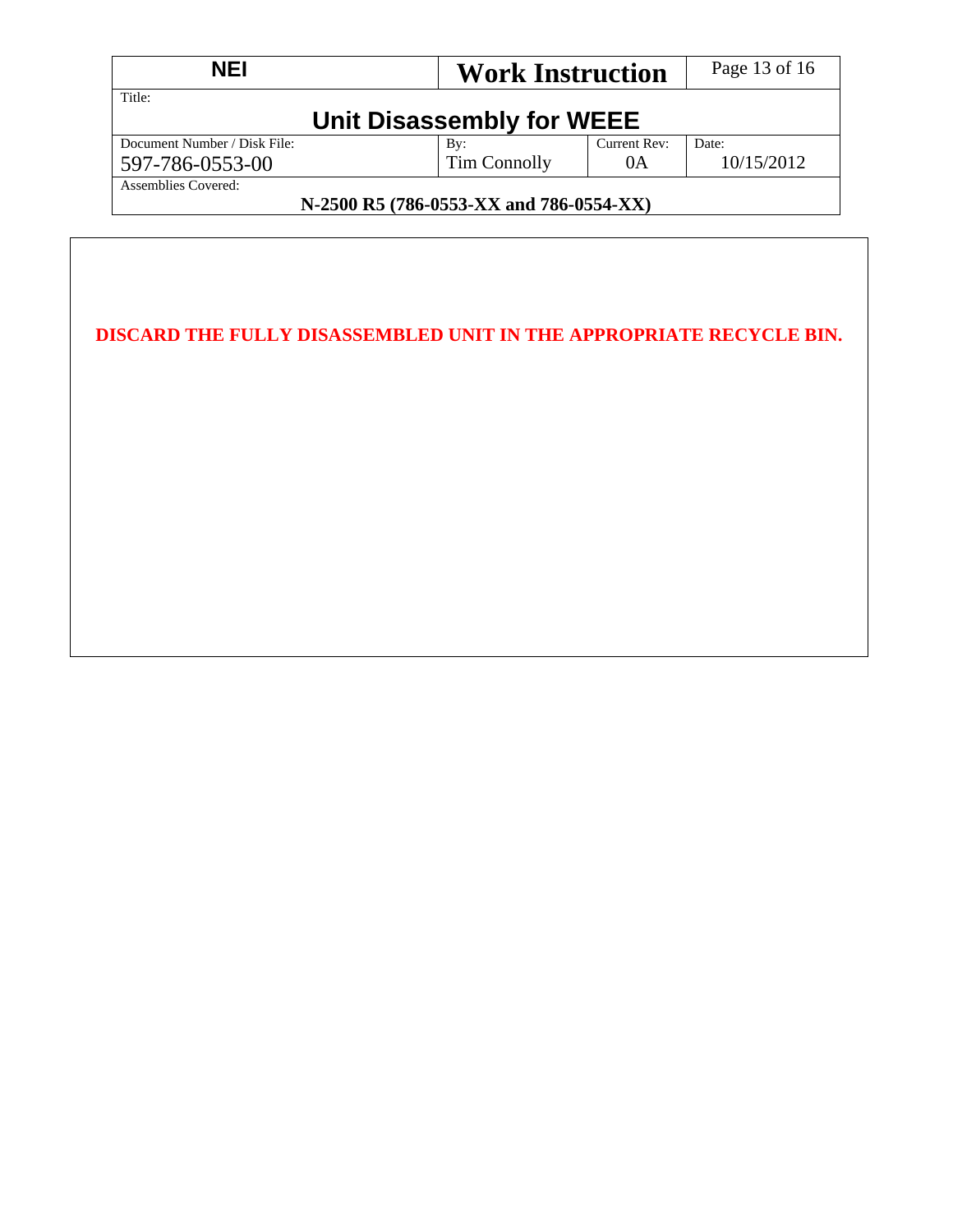**DISCARD THE FULLY DISASSEMBLED UNIT IN THE APPROPRIATE RECYCLE BIN.**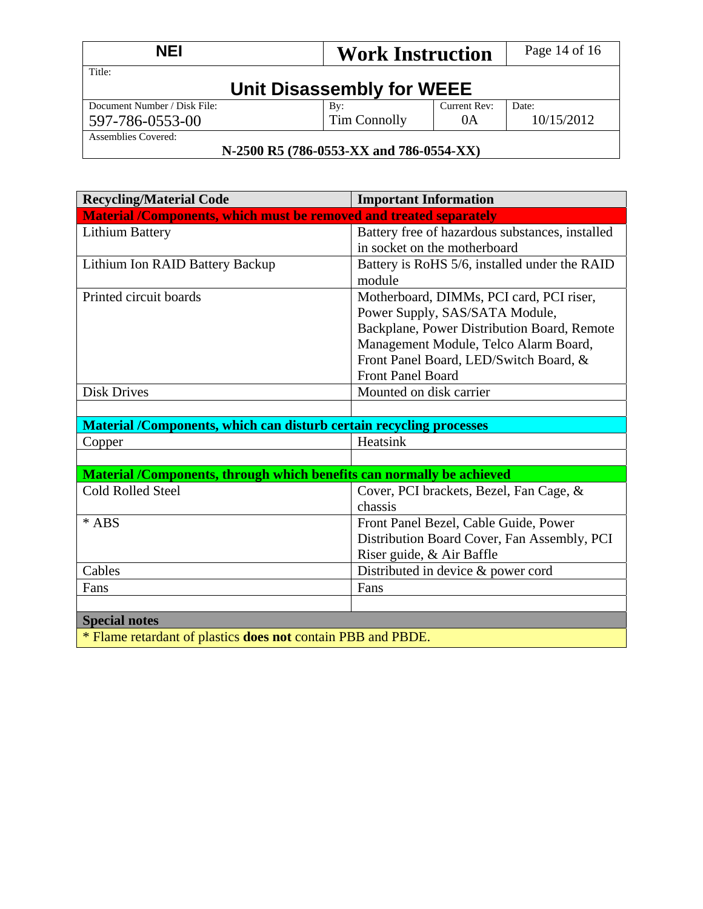| Recycling/Material Code | Important Information |
|---|---|
| **Material /Components, which must be removed and treated separately** | |
| Lithium Battery | Battery free of hazardous substances, installed in socket on the motherboard |
| Lithium Ion RAID Battery Backup | Battery is RoHS 5/6, installed under the RAID module |
| Printed circuit boards | Motherboard, DIMMs, PCI card, PCI riser, Power Supply, SAS/SATA Module, Backplane, Power Distribution Board, Remote Management Module, Telco Alarm Board, Front Panel Board, LED/Switch Board, & Front Panel Board |
| Disk Drives | Mounted on disk carrier |
| | |
| **Material /Components, which can disturb certain recycling processes** | |
| Copper | Heatsink |
| | |
| **Material /Components, through which benefits can normally be achieved** | |
| Cold Rolled Steel | Cover, PCI brackets, Bezel, Fan Cage, & chassis |
| * ABS | Front Panel Bezel, Cable Guide, Power Distribution Board Cover, Fan Assembly, PCI Riser guide, & Air Baffle |
| Cables | Distributed in device & power cord |
| Fans | Fans |
| | |
| **Special notes** | |
| * Flame retardant of plastics **does not** contain PBB and PBDE. | |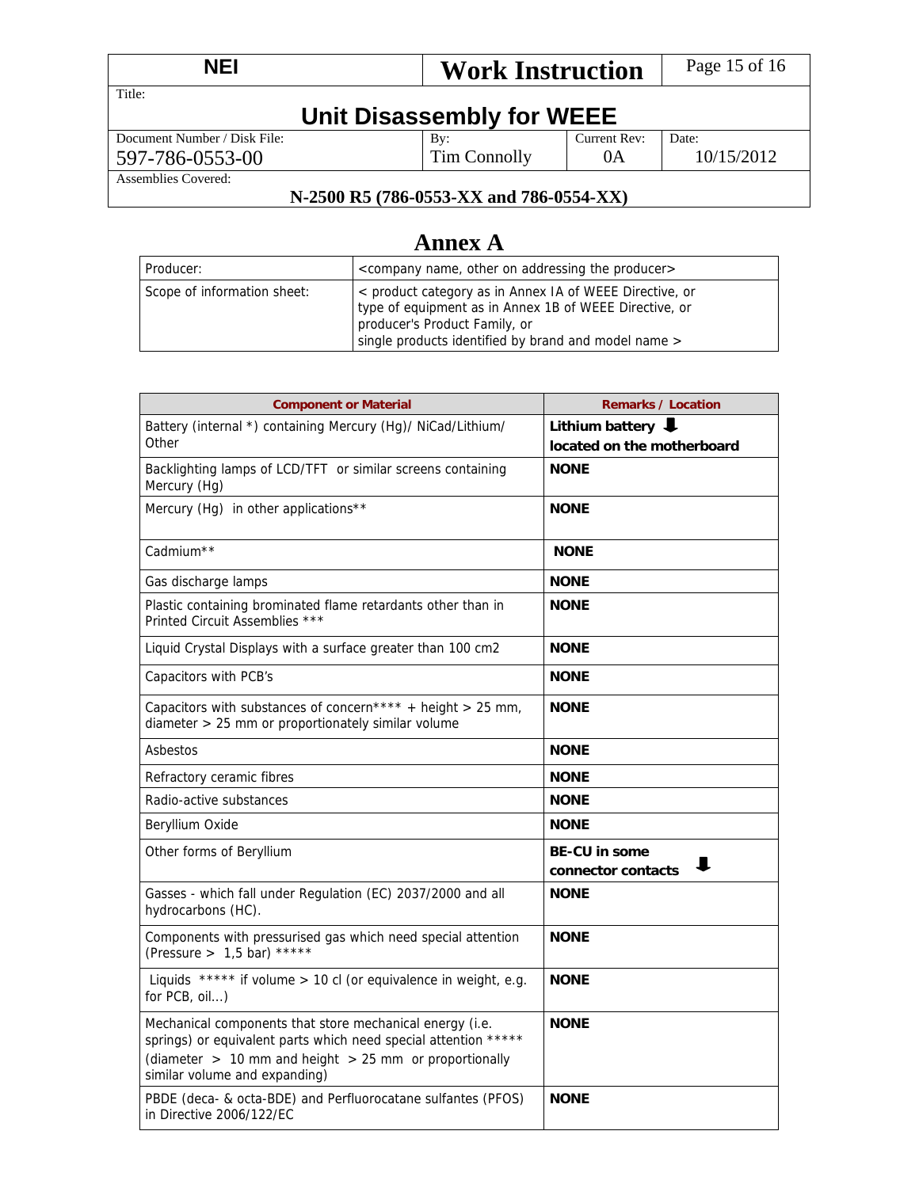| NEI | Work Instruction | | |
|---|---|---|---|
| Title: **Unit Disassembly for WEEE** | | | |
| Document Number / Disk File: 597-786-0553-00 | By: Tim Connolly | Current Rev: 0A | Date: 10/15/2012 |
| Assemblies Covered: **N-2500 R5 (786-0553-XX and 786-0554-XX)** | | | |

# Annex A

| Producer: | <company name, other on addressing the producer> |
|---|---|
| Scope of information sheet: | < product category as in Annex IA of WEEE Directive, or type of equipment as in Annex 1B of WEEE Directive, or producer's Product Family, or single products identified by brand and model name > |

| Component or Material | Remarks / Location |
|---|---|
| Battery (internal *) containing Mercury (Hg)/ NiCad/Lithium/ Other | **Lithium battery ⬇ located on the motherboard** |
| Backlighting lamps of LCD/TFT or similar screens containing Mercury (Hg) | **NONE** |
| Mercury (Hg) in other applications** | **NONE** |
| Cadmium** | **NONE** |
| Gas discharge lamps | **NONE** |
| Plastic containing brominated flame retardants other than in Printed Circuit Assemblies *** | **NONE** |
| Liquid Crystal Displays with a surface greater than 100 cm2 | **NONE** |
| Capacitors with PCB's | **NONE** |
| Capacitors with substances of concern**** + height > 25 mm, diameter > 25 mm or proportionately similar volume | **NONE** |
| Asbestos | **NONE** |
| Refractory ceramic fibres | **NONE** |
| Radio-active substances | **NONE** |
| Beryllium Oxide | **NONE** |
| Other forms of Beryllium | **BE-CU in some connector contacts ⬇** |
| Gasses - which fall under Regulation (EC) 2037/2000 and all hydrocarbons (HC). | **NONE** |
| Components with pressurised gas which need special attention (Pressure > 1,5 bar) ***** | **NONE** |
| Liquids ***** if volume > 10 cl (or equivalence in weight, e.g. for PCB, oil...) | **NONE** |
| Mechanical components that store mechanical energy (i.e. springs) or equivalent parts which need special attention ***** (diameter > 10 mm and height > 25 mm or proportionally similar volume and expanding) | **NONE** |
| PBDE (deca- & octa-BDE) and Perfluorocatane sulfantes (PFOS) in Directive 2006/122/EC | **NONE** |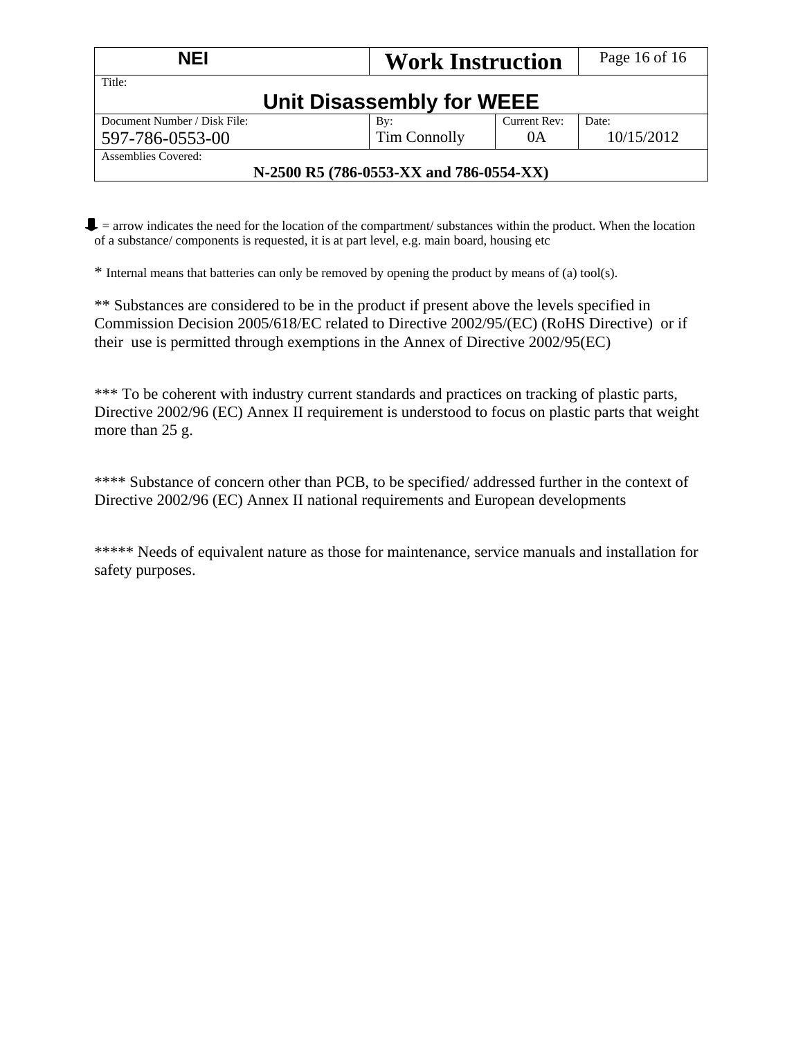⬇ = arrow indicates the need for the location of the compartment/ substances within the product. When the location of a substance/ components is requested, it is at part level, e.g. main board, housing etc

* Internal means that batteries can only be removed by opening the product by means of (a) tool(s).

** Substances are considered to be in the product if present above the levels specified in Commission Decision 2005/618/EC related to Directive 2002/95/(EC) (RoHS Directive) or if their use is permitted through exemptions in the Annex of Directive 2002/95(EC)

*** To be coherent with industry current standards and practices on tracking of plastic parts, Directive 2002/96 (EC) Annex II requirement is understood to focus on plastic parts that weight more than 25 g.

**** Substance of concern other than PCB, to be specified/ addressed further in the context of Directive 2002/96 (EC) Annex II national requirements and European developments

***** Needs of equivalent nature as those for maintenance, service manuals and installation for safety purposes.